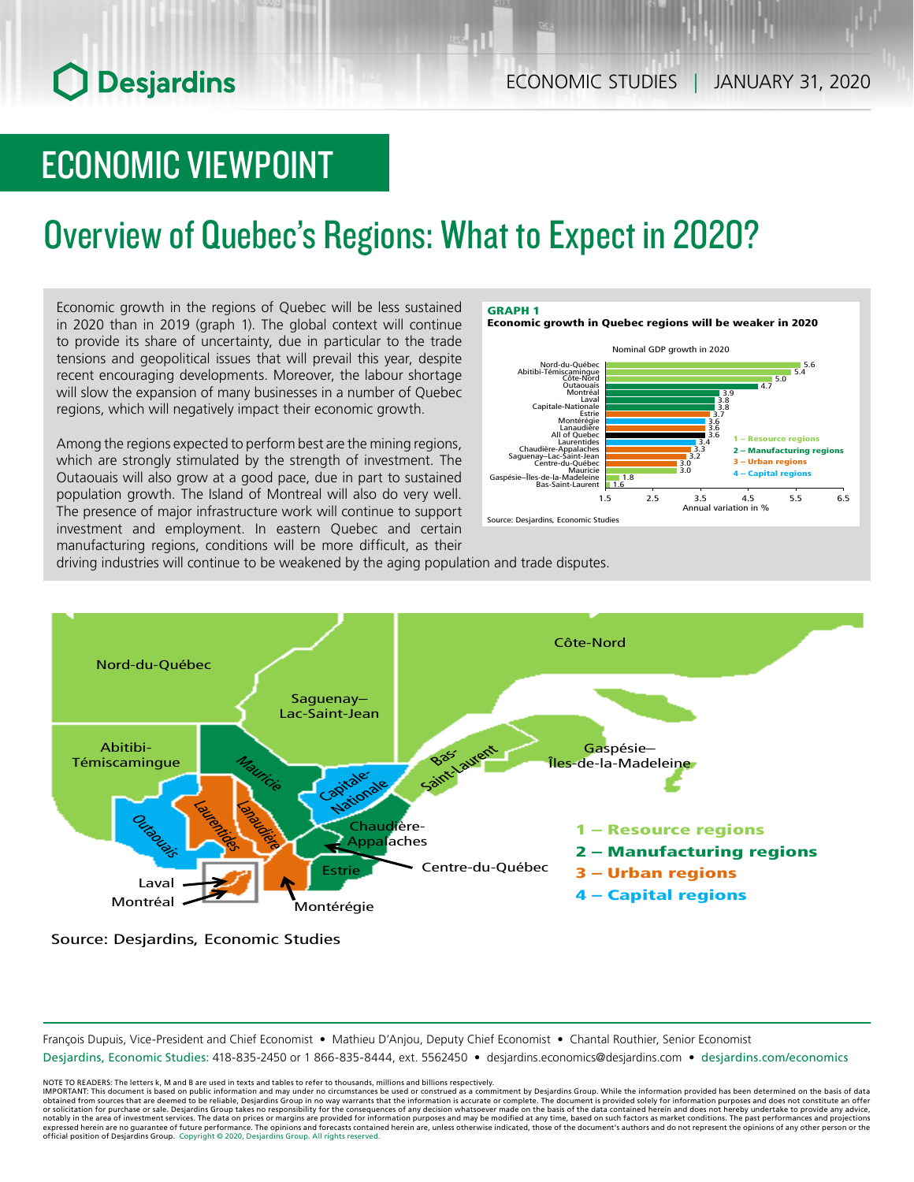# ECONOMIC VIEWPOINT

## Overview of Quebec's Regions: What to Expect in 2020?

Economic growth in the regions of Quebec will be less sustained in 2020 than in 2019 (graph 1). The global context will continue to provide its share of uncertainty, due in particular to the trade tensions and geopolitical issues that will prevail this year, despite recent encouraging developments. Moreover, the labour shortage will slow the expansion of many businesses in a number of Quebec regions, which will negatively impact their economic growth.

Among the regions expected to perform best are the mining regions, which are strongly stimulated by the strength of investment. The Outaouais will also grow at a good pace, due in part to sustained population growth. The Island of Montreal will also do very well. The presence of major infrastructure work will continue to support investment and employment. In eastern Quebec and certain manufacturing regions, conditions will be more difficult, as their driving industries will continue to be weakened by the aging population and trade disputes.

**GRAPH 1**
**Economic growth in Quebec regions will be weaker in 2020**

Nominal GDP growth in 2020 (Annual variation in %)

| Region | Type | Growth (%) |
|---|---|---|
| Nord-du-Québec | 1 – Resource regions | 5.6 |
| Abitibi-Témiscamingue | 1 – Resource regions | 5.4 |
| Côte-Nord | 1 – Resource regions | 5.0 |
| Outaouais | 4 – Capital regions | 4.7 |
| Montréal | 3 – Urban regions | 3.9 |
| Laval | 3 – Urban regions | 3.8 |
| Capitale-Nationale | 4 – Capital regions | 3.8 |
| Estrie | 2 – Manufacturing regions | 3.7 |
| Montérégie | 3 – Urban regions | 3.6 |
| Lanaudière | 3 – Urban regions | 3.6 |
| All of Quebec | | 3.6 |
| Laurentides | 3 – Urban regions | 3.4 |
| Chaudière-Appalaches | 2 – Manufacturing regions | 3.3 |
| Saguenay–Lac-Saint-Jean | 1 – Resource regions | 3.2 |
| Centre-du-Québec | 2 – Manufacturing regions | 3.0 |
| Mauricie | 2 – Manufacturing regions | 3.0 |
| Gaspésie–Îles-de-la-Madeleine | 1 – Resource regions | 1.8 |
| Bas-Saint-Laurent | 1 – Resource regions | 1.6 |

Source: Desjardins, Economic Studies

1 – Resource regions
2 – Manufacturing regions
3 – Urban regions
4 – Capital regions

Source: Desjardins, Economic Studies

François Dupuis, Vice-President and Chief Economist • Mathieu D'Anjou, Deputy Chief Economist • Chantal Routhier, Senior Economist
Desjardins, Economic Studies: 418-835-2450 or 1 866-835-8444, ext. 5562450 • desjardins.economics@desjardins.com • desjardins.com/economics

NOTE TO READERS: The letters k, M and B are used in texts and tables to refer to thousands, millions and billions respectively.
IMPORTANT: This document is based on public information and may under no circumstances be used or construed as a commitment by Desjardins Group. While the information provided has been determined on the basis of data obtained from sources that are deemed to be reliable, Desjardins Group in no way warrants that the information is accurate or complete. The document is provided solely for information purposes and does not constitute an offer or solicitation for purchase or sale. Desjardins Group takes no responsibility for the consequences of any decision whatsoever made on the basis of the data contained herein and does not hereby undertake to provide any advice, notably in the area of investment services. The data on prices or margins are provided for information purposes and may be modified at any time, based on such factors as market conditions. The past performances and projections expressed herein are no guarantee of future performance. The opinions and forecasts contained herein are, unless otherwise indicated, those of the document's authors and do not represent the opinions of any other person or the official position of Desjardins Group. Copyright © 2020, Desjardins Group. All rights reserved.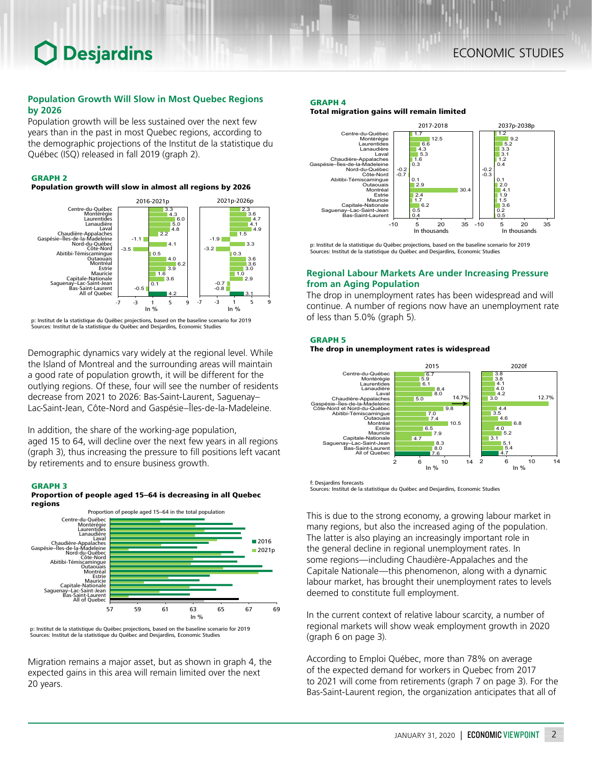## Population Growth Will Slow in Most Quebec Regions by 2026

Population growth will be less sustained over the next few years than in the past in most Quebec regions, according to the demographic projections of the Institut de la statistique du Québec (ISQ) released in fall 2019 (graph 2).

**GRAPH 2**
**Population growth will slow in almost all regions by 2026**

| Region | 2016-2021p (In %) | 2021p-2026p (In %) |
|---|---|---|
| Centre-du-Québec | 3.3 | 2.3 |
| Montérégie | 4.3 | 3.6 |
| Laurentides | 6.0 | 4.7 |
| Lanaudière | 5.0 | 4.1 |
| Laval | 4.8 | 4.9 |
| Chaudière-Appalaches | 2.2 | 1.5 |
| Gaspésie–Îles-de-la-Madeleine | -1.1 | -1.9 |
| Nord-du-Québec | 4.1 | 3.3 |
| Côte-Nord | -3.5 | -3.2 |
| Abitibi-Témiscamingue | 0.5 | 0.3 |
| Outaouais | 4.0 | 3.6 |
| Montréal | 6.2 | 3.6 |
| Estrie | 3.9 | 3.0 |
| Mauricie | 1.6 | 1.0 |
| Capitale-Nationale | 3.6 | 2.9 |
| Saguenay–Lac-Saint-Jean | 0.1 | -0.7 |
| Bas-Saint-Laurent | -0.5 | -0.8 |
| All of Quebec | 4.2 | 3.1 |

p: Institut de la statistique du Québec projections, based on the baseline scenario for 2019
Sources: Institut de la statistique du Québec and Desjardins, Economic Studies

Demographic dynamics vary widely at the regional level. While the Island of Montreal and the surrounding areas will maintain a good rate of population growth, it will be different for the outlying regions. Of these, four will see the number of residents decrease from 2021 to 2026: Bas-Saint-Laurent, Saguenay–Lac-Saint-Jean, Côte-Nord and Gaspésie–Îles-de-la-Madeleine.

In addition, the share of the working-age population, aged 15 to 64, will decline over the next few years in all regions (graph 3), thus increasing the pressure to fill positions left vacant by retirements and to ensure business growth.

**GRAPH 3**
**Proportion of people aged 15–64 is decreasing in all Quebec regions**

Proportion of people aged 15–64 in the total population (In %), 2016 and 2021p, for Centre-du-Québec, Montérégie, Laurentides, Lanaudière, Laval, Chaudière-Appalaches, Gaspésie–Îles-de-la-Madeleine, Nord-du-Québec, Côte-Nord, Abitibi-Témiscamingue, Outaouais, Montréal, Estrie, Mauricie, Capitale-Nationale, Saguenay–Lac-Saint-Jean, Bas-Saint-Laurent and All of Quebec.

p: Institut de la statistique du Québec projections, based on the baseline scenario for 2019
Sources: Institut de la statistique du Québec and Desjardins, Economic Studies

Migration remains a major asset, but as shown in graph 4, the expected gains in this area will remain limited over the next 20 years.

**GRAPH 4**
**Total migration gains will remain limited**

| Region | 2017-2018 (In thousands) | 2037p-2038p (In thousands) |
|---|---|---|
| Centre-du-Québec | 1.7 | 1.2 |
| Montérégie | 12.5 | 9.2 |
| Laurentides | 6.6 | 5.2 |
| Lanaudière | 4.3 | 3.3 |
| Laval | 5.3 | 3.1 |
| Chaudière-Appalaches | 1.6 | 1.2 |
| Gaspésie–Îles-de-la-Madeleine | 0.3 | 0.4 |
| Nord-du-Québec | -0.2 | -0.2 |
| Côte-Nord | -0.7 | -0.3 |
| Abitibi-Témiscamingue | 0.1 | 0.1 |
| Outaouais | 2.9 | 2.0 |
| Montréal | 30.4 | 4.1 |
| Estrie | 2.4 | 1.9 |
| Mauricie | 1.7 | 1.5 |
| Capitale-Nationale | 6.2 | 3.6 |
| Saguenay–Lac-Saint-Jean | 0.5 | 0.2 |
| Bas-Saint-Laurent | 0.4 | 0.5 |

p: Institut de la statistique du Québec projections, based on the baseline scenario for 2019
Sources: Institut de la statistique du Québec and Desjardins, Economic Studies

## Regional Labour Markets Are under Increasing Pressure from an Aging Population

The drop in unemployment rates has been widespread and will continue. A number of regions now have an unemployment rate of less than 5.0% (graph 5).

**GRAPH 5**
**The drop in unemployment rates is widespread**

| Region | 2015 (In %) | 2020f (In %) |
|---|---|---|
| Centre-du-Québec | 6.7 | 3.8 |
| Montérégie | 5.9 | 3.8 |
| Laurentides | 6.1 | 4.1 |
| Lanaudière | 8.4 | 4.0 |
| Laval | 8.0 | 4.2 |
| Chaudière-Appalaches | 5.0 | 3.0 |
| Gaspésie–Îles-de-la-Madeleine | 14.7% | 12.7% |
| Côte-Nord et Nord-du-Québec | 9.8 | 4.4 |
| Abitibi-Témiscamingue | 7.0 | 3.5 |
| Outaouais | 7.4 | 4.6 |
| Montréal | 10.5 | 6.8 |
| Estrie | 6.5 | 4.0 |
| Mauricie | 7.9 | 5.2 |
| Capitale-Nationale | 4.7 | 3.1 |
| Saguenay–Lac-Saint-Jean | 8.3 | 5.1 |
| Bas-Saint-Laurent | 8.0 | 5.4 |
| All of Quebec | 7.6 | 4.7 |

f: Desjardins forecasts
Sources: Institut de la statistique du Québec and Desjardins, Economic Studies

This is due to the strong economy, a growing labour market in many regions, but also the increased aging of the population. The latter is also playing an increasingly important role in the general decline in regional unemployment rates. In some regions—including Chaudière-Appalaches and the Capitale-Nationale—this phenomenon, along with a dynamic labour market, has brought their unemployment rates to levels deemed to constitute full employment.

In the current context of relative labour scarcity, a number of regional markets will show weak employment growth in 2020 (graph 6 on page 3).

According to Emploi Québec, more than 78% on average of the expected demand for workers in Quebec from 2017 to 2021 will come from retirements (graph 7 on page 3). For the Bas-Saint-Laurent region, the organization anticipates that all of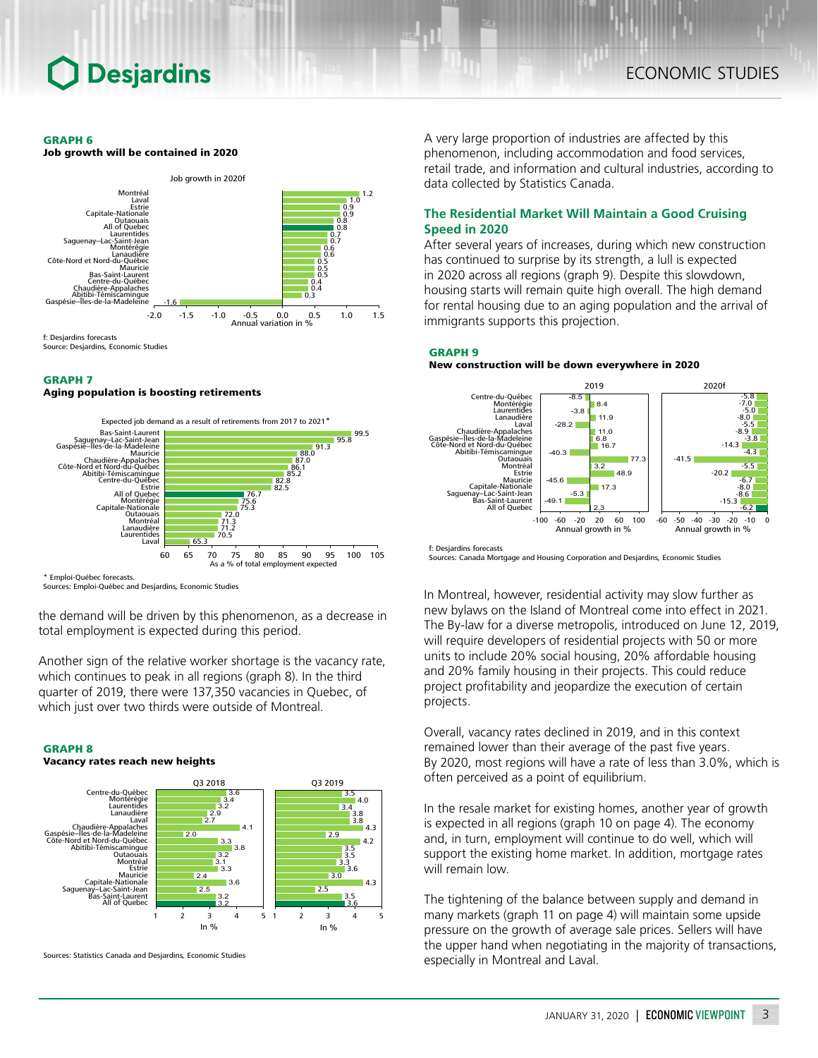**GRAPH 6**
**Job growth will be contained in 2020**

Job growth in 2020f

| Region | Annual variation in % |
|---|---|
| Montréal | 1.2 |
| Laval | 1.0 |
| Estrie | 0.9 |
| Capitale-Nationale | 0.9 |
| Outaouais | 0.8 |
| All of Quebec | 0.8 |
| Laurentides | 0.7 |
| Saguenay–Lac-Saint-Jean | 0.7 |
| Montérégie | 0.6 |
| Lanaudière | 0.6 |
| Côte-Nord et Nord-du-Québec | 0.5 |
| Mauricie | 0.5 |
| Bas-Saint-Laurent | 0.5 |
| Centre-du-Québec | 0.4 |
| Chaudière-Appalaches | 0.4 |
| Abitibi-Témiscamingue | 0.3 |
| Gaspésie–Îles-de-la-Madeleine | -1.6 |

f: Desjardins forecasts
Source: Desjardins, Economic Studies

**GRAPH 7**
**Aging population is boosting retirements**

Expected job demand as a result of retirements from 2017 to 2021*

| Region | As a % of total employment expected |
|---|---|
| Bas-Saint-Laurent | 99.5 |
| Saguenay–Lac-Saint-Jean | 95.8 |
| Gaspésie–Îles-de-la-Madeleine | 91.3 |
| Mauricie | 88.0 |
| Chaudière-Appalaches | 87.0 |
| Côte-Nord et Nord-du-Québec | 86.1 |
| Abitibi-Témiscamingue | 85.2 |
| Centre-du-Québec | 82.8 |
| Estrie | 82.5 |
| All of Quebec | 76.7 |
| Montérégie | 75.6 |
| Capitale-Nationale | 75.3 |
| Outaouais | 72.0 |
| Montréal | 71.3 |
| Lanaudière | 71.2 |
| Laurentides | 70.5 |
| Laval | 65.3 |

* Emploi-Québec forecasts.
Sources: Emploi-Québec and Desjardins, Economic Studies

the demand will be driven by this phenomenon, as a decrease in total employment is expected during this period.

Another sign of the relative worker shortage is the vacancy rate, which continues to peak in all regions (graph 8). In the third quarter of 2019, there were 137,350 vacancies in Quebec, of which just over two thirds were outside of Montreal.

**GRAPH 8**
**Vacancy rates reach new heights**

| Region | Q3 2018 (in %) | Q3 2019 (in %) |
|---|---|---|
| Centre-du-Québec | 3.6 | 3.5 |
| Montérégie | 3.4 | 4.0 |
| Laurentides | 3.2 | 3.4 |
| Lanaudière | 2.9 | 3.8 |
| Laval | 2.7 | 3.8 |
| Chaudière-Appalaches | 4.1 | 4.3 |
| Gaspésie–Îles-de-la-Madeleine | 2.0 | 2.9 |
| Côte-Nord et Nord-du-Québec | 3.3 | 4.2 |
| Abitibi-Témiscamingue | 3.8 | 3.5 |
| Outaouais | 3.2 | 3.5 |
| Montréal | 3.1 | 3.3 |
| Estrie | 3.3 | 3.6 |
| Mauricie | 2.4 | 3.0 |
| Capitale-Nationale | 3.6 | 4.3 |
| Saguenay–Lac-Saint-Jean | 2.5 | 2.5 |
| Bas-Saint-Laurent | 3.2 | 3.5 |
| All of Quebec | 3.2 | 3.6 |

Sources: Statistics Canada and Desjardins, Economic Studies

A very large proportion of industries are affected by this phenomenon, including accommodation and food services, retail trade, and information and cultural industries, according to data collected by Statistics Canada.

## The Residential Market Will Maintain a Good Cruising Speed in 2020

After several years of increases, during which new construction has continued to surprise by its strength, a lull is expected in 2020 across all regions (graph 9). Despite this slowdown, housing starts will remain quite high overall. The high demand for rental housing due to an aging population and the arrival of immigrants supports this projection.

**GRAPH 9**
**New construction will be down everywhere in 2020**

| Region | 2019 (Annual growth in %) | 2020f (Annual growth in %) |
|---|---|---|
| Centre-du-Québec | -8.5 | -5.8 |
| Montérégie | 8.4 | -7.0 |
| Laurentides | -3.8 | -5.0 |
| Lanaudière | 11.9 | -8.0 |
| Laval | -28.2 | -5.5 |
| Chaudière-Appalaches | 11.0 | -8.9 |
| Gaspésie–Îles-de-la-Madeleine | 6.8 | -3.8 |
| Côte-Nord et Nord-du-Québec | 16.7 | -14.3 |
| Abitibi-Témiscamingue | -40.3 | -4.3 |
| Outaouais | 77.3 | -41.5 |
| Montréal | 3.2 | -5.5 |
| Estrie | 48.9 | -20.2 |
| Mauricie | -45.6 | -6.7 |
| Capitale-Nationale | 17.3 | -8.0 |
| Saguenay–Lac-Saint-Jean | -5.3 | -8.6 |
| Bas-Saint-Laurent | -49.1 | -15.3 |
| All of Quebec | 2.3 | -6.2 |

f: Desjardins forecasts
Sources: Canada Mortgage and Housing Corporation and Desjardins, Economic Studies

In Montreal, however, residential activity may slow further as new bylaws on the Island of Montreal come into effect in 2021. The By-law for a diverse metropolis, introduced on June 12, 2019, will require developers of residential projects with 50 or more units to include 20% social housing, 20% affordable housing and 20% family housing in their projects. This could reduce project profitability and jeopardize the execution of certain projects.

Overall, vacancy rates declined in 2019, and in this context remained lower than their average of the past five years. By 2020, most regions will have a rate of less than 3.0%, which is often perceived as a point of equilibrium.

In the resale market for existing homes, another year of growth is expected in all regions (graph 10 on page 4). The economy and, in turn, employment will continue to do well, which will support the existing home market. In addition, mortgage rates will remain low.

The tightening of the balance between supply and demand in many markets (graph 11 on page 4) will maintain some upside pressure on the growth of average sale prices. Sellers will have the upper hand when negotiating in the majority of transactions, especially in Montreal and Laval.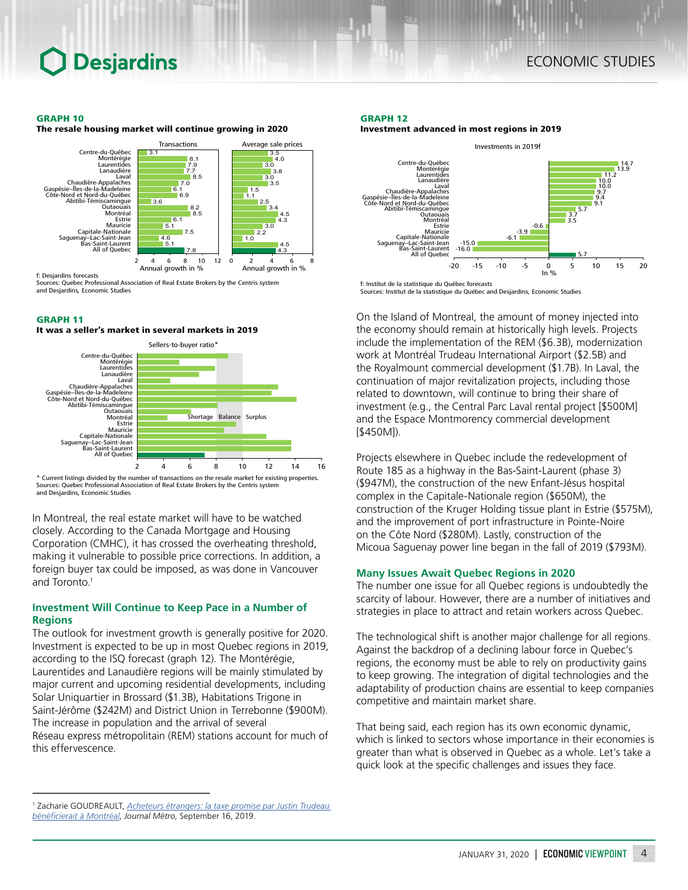**GRAPH 10**

**The resale housing market will continue growing in 2020**

| Region | Transactions (Annual growth in %) | Average sale prices (Annual growth in %) |
|---|---|---|
| Centre-du-Québec | 3.1 | 3.5 |
| Montérégie | 8.1 | 4.0 |
| Laurentides | 7.9 | 3.0 |
| Lanaudière | 7.7 | 3.8 |
| Laval | 8.5 | 3.0 |
| Chaudière-Appalaches | 7.0 | 3.5 |
| Gaspésie–Îles-de-la-Madeleine | 6.1 | 1.5 |
| Côte-Nord et Nord-du-Québec | 6.9 | 1.1 |
| Abitibi-Témiscamingue | 3.6 | 2.5 |
| Outaouais | 8.2 | 3.4 |
| Montréal | 8.5 | 4.5 |
| Estrie | 6.1 | 4.3 |
| Mauricie | 5.1 | 3.0 |
| Capitale-Nationale | 7.5 | 2.2 |
| Saguenay–Lac-Saint-Jean | 4.6 | 1.0 |
| Bas-Saint-Laurent | 5.1 | 4.5 |
| All of Quebec | 7.8 | 4.3 |

f: Desjardins forecasts
Sources: Quebec Professional Association of Real Estate Brokers by the Centris system and Desjardins, Economic Studies

**GRAPH 11**

**It was a seller's market in several markets in 2019**

Sellers-to-buyer ratio*

Regions: Centre-du-Québec, Montérégie, Laurentides, Lanaudière, Laval, Chaudière-Appalaches, Gaspésie–Îles-de-la-Madeleine, Côte-Nord et Nord-du-Québec, Abitibi-Témiscamingue, Outaouais, Montréal, Estrie, Mauricie, Capitale-Nationale, Saguenay–Lac-Saint-Jean, Bas-Saint-Laurent, All of Quebec

Zones: Shortage, Balance, Surplus

\* Current listings divided by the number of transactions on the resale market for existing properties.
Sources: Quebec Professional Association of Real Estate Brokers by the Centris system and Desjardins, Economic Studies

In Montreal, the real estate market will have to be watched closely. According to the Canada Mortgage and Housing Corporation (CMHC), it has crossed the overheating threshold, making it vulnerable to possible price corrections. In addition, a foreign buyer tax could be imposed, as was done in Vancouver and Toronto.[1]

### Investment Will Continue to Keep Pace in a Number of Regions

The outlook for investment growth is generally positive for 2020. Investment is expected to be up in most Quebec regions in 2019, according to the ISQ forecast (graph 12). The Montérégie, Laurentides and Lanaudière regions will be mainly stimulated by major current and upcoming residential developments, including Solar Uniquartier in Brossard ($1.3B), Habitations Trigone in Saint-Jérôme ($242M) and District Union in Terrebonne ($900M). The increase in population and the arrival of several Réseau express métropolitain (REM) stations account for much of this effervescence.

**GRAPH 12**

**Investment advanced in most regions in 2019**

Investments in 2019f (In %)

| Region | In % |
|---|---|
| Centre-du-Québec | 14.7 |
| Montérégie | 13.9 |
| Laurentides | 11.2 |
| Lanaudière | 10.0 |
| Laval | 10.0 |
| Chaudière-Appalaches | 9.7 |
| Gaspésie–Îles-de-la-Madeleine | 9.4 |
| Côte-Nord et Nord-du-Québec | 9.1 |
| Abitibi-Témiscamingue | 5.7 |
| Outaouais | 3.7 |
| Montréal | 3.5 |
| Estrie | -0.6 |
| Mauricie | -3.9 |
| Capitale-Nationale | -6.1 |
| Saguenay–Lac-Saint-Jean | -15.0 |
| Bas-Saint-Laurent | -16.0 |
| All of Quebec | 5.7 |

f: Institut de la statistique du Québec forecasts
Sources: Institut de la statistique du Québec and Desjardins, Economic Studies

On the Island of Montreal, the amount of money injected into the economy should remain at historically high levels. Projects include the implementation of the REM ($6.3B), modernization work at Montréal Trudeau International Airport ($2.5B) and the Royalmount commercial development ($1.7B). In Laval, the continuation of major revitalization projects, including those related to downtown, will continue to bring their share of investment (e.g., the Central Parc Laval rental project [$500M] and the Espace Montmorency commercial development [$450M]).

Projects elsewhere in Quebec include the redevelopment of Route 185 as a highway in the Bas-Saint-Laurent (phase 3) ($947M), the construction of the new Enfant-Jésus hospital complex in the Capitale-Nationale region ($650M), the construction of the Kruger Holding tissue plant in Estrie ($575M), and the improvement of port infrastructure in Pointe-Noire on the Côte Nord ($280M). Lastly, construction of the Micoua Saguenay power line began in the fall of 2019 ($793M).

### Many Issues Await Quebec Regions in 2020

The number one issue for all Quebec regions is undoubtedly the scarcity of labour. However, there are a number of initiatives and strategies in place to attract and retain workers across Quebec.

The technological shift is another major challenge for all regions. Against the backdrop of a declining labour force in Quebec's regions, the economy must be able to rely on productivity gains to keep growing. The integration of digital technologies and the adaptability of production chains are essential to keep companies competitive and maintain market share.

That being said, each region has its own economic dynamic, which is linked to sectors whose importance in their economies is greater than what is observed in Quebec as a whole. Let's take a quick look at the specific challenges and issues they face.

---

[1] Zacharie GOUDREAULT, *Acheteurs étrangers: la taxe promise par Justin Trudeau bénéficierait à Montréal*, *Journal Métro*, September 16, 2019.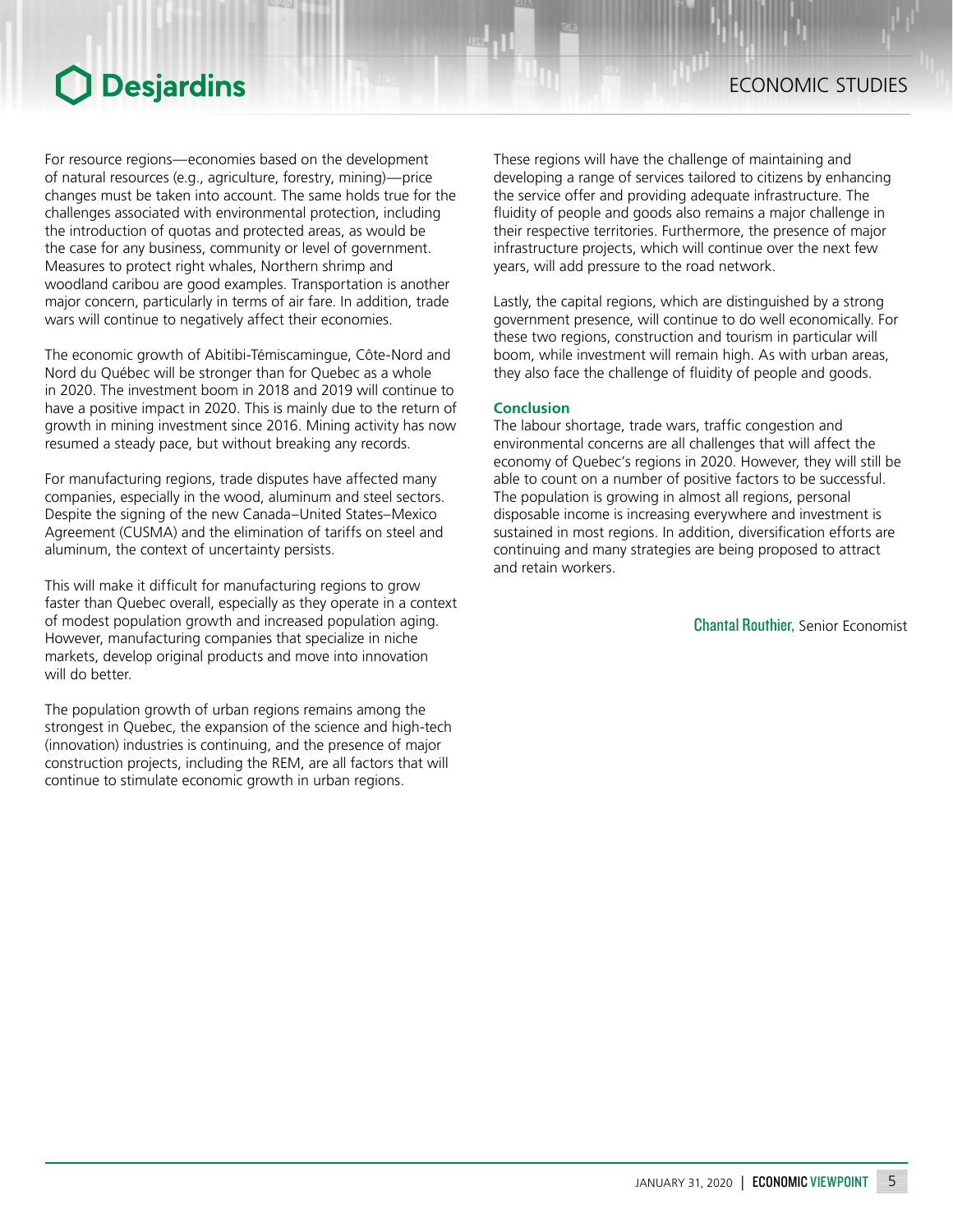For resource regions—economies based on the development of natural resources (e.g., agriculture, forestry, mining)—price changes must be taken into account. The same holds true for the challenges associated with environmental protection, including the introduction of quotas and protected areas, as would be the case for any business, community or level of government. Measures to protect right whales, Northern shrimp and woodland caribou are good examples. Transportation is another major concern, particularly in terms of air fare. In addition, trade wars will continue to negatively affect their economies.

The economic growth of Abitibi-Témiscamingue, Côte-Nord and Nord du Québec will be stronger than for Quebec as a whole in 2020. The investment boom in 2018 and 2019 will continue to have a positive impact in 2020. This is mainly due to the return of growth in mining investment since 2016. Mining activity has now resumed a steady pace, but without breaking any records.

For manufacturing regions, trade disputes have affected many companies, especially in the wood, aluminum and steel sectors. Despite the signing of the new Canada–United States–Mexico Agreement (CUSMA) and the elimination of tariffs on steel and aluminum, the context of uncertainty persists.

This will make it difficult for manufacturing regions to grow faster than Quebec overall, especially as they operate in a context of modest population growth and increased population aging. However, manufacturing companies that specialize in niche markets, develop original products and move into innovation will do better.

The population growth of urban regions remains among the strongest in Quebec, the expansion of the science and high-tech (innovation) industries is continuing, and the presence of major construction projects, including the REM, are all factors that will continue to stimulate economic growth in urban regions.

These regions will have the challenge of maintaining and developing a range of services tailored to citizens by enhancing the service offer and providing adequate infrastructure. The fluidity of people and goods also remains a major challenge in their respective territories. Furthermore, the presence of major infrastructure projects, which will continue over the next few years, will add pressure to the road network.

Lastly, the capital regions, which are distinguished by a strong government presence, will continue to do well economically. For these two regions, construction and tourism in particular will boom, while investment will remain high. As with urban areas, they also face the challenge of fluidity of people and goods.

## Conclusion

The labour shortage, trade wars, traffic congestion and environmental concerns are all challenges that will affect the economy of Quebec's regions in 2020. However, they will still be able to count on a number of positive factors to be successful. The population is growing in almost all regions, personal disposable income is increasing everywhere and investment is sustained in most regions. In addition, diversification efforts are continuing and many strategies are being proposed to attract and retain workers.

Chantal Routhier, Senior Economist